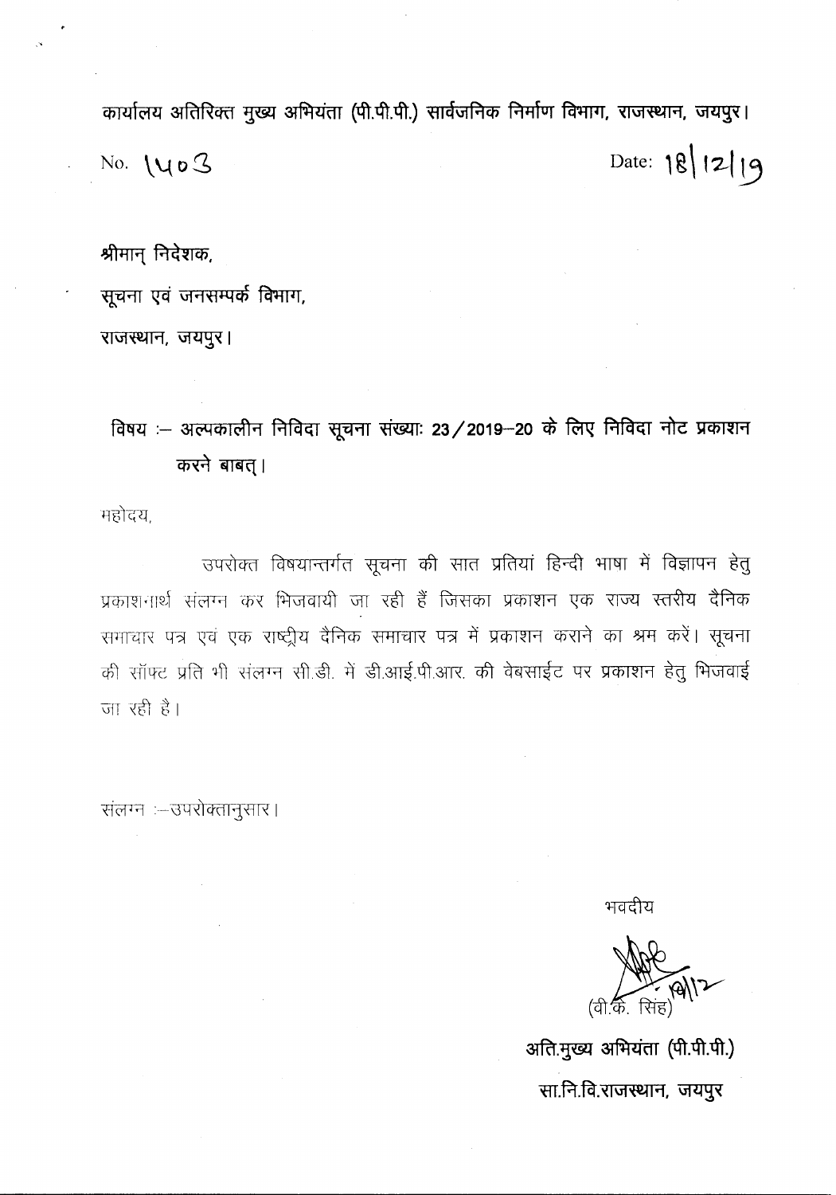**कार्यालय अतिरिक्त मुख्य अभियंता (पी.पी.पी.) सार्वजनिक निर्माण विभाग, राजस्थान, जयपुर।**

No. 1403 Date: 18/12/19

**श्रीमान् निदेशक,**

**सूचना एवं जनसम्पर्क विभाग,**

**राजस्थान, जयपुर।**

**विषय :– अल्पकालीन निविदा सूचना संख्याः 23/2019–20 के लिए निविदा नोट प्रकाशन करने बाबत्।**

महोदय,

उपरोक्त विषयान्तर्गत सूचना की सात प्रतियां हिन्दी भाषा में विज्ञापन हेतु प्रकाशनार्थ संलग्न कर भिजवायी जा रही हैं जिसका प्रकाशन एक राज्य स्तरीय दैनिक समाचार पत्र एवं एक राष्ट्रीय दैनिक समाचार पत्र में प्रकाशन कराने का श्रम करें। सूचना की सॉफ्ट प्रति भी संलग्न सी.डी. में डी.आई.पी.आर. की वेबसाईट पर प्रकाशन हेतु भिजवाई जा रही है।

संलग्न :–उपरोक्तानुसार।

भवदीय

(वी.के. सिंह)

**अति.मुख्य अभियंता (पी.पी.पी.)**

**सा.नि.वि.राजस्थान, जयपुर**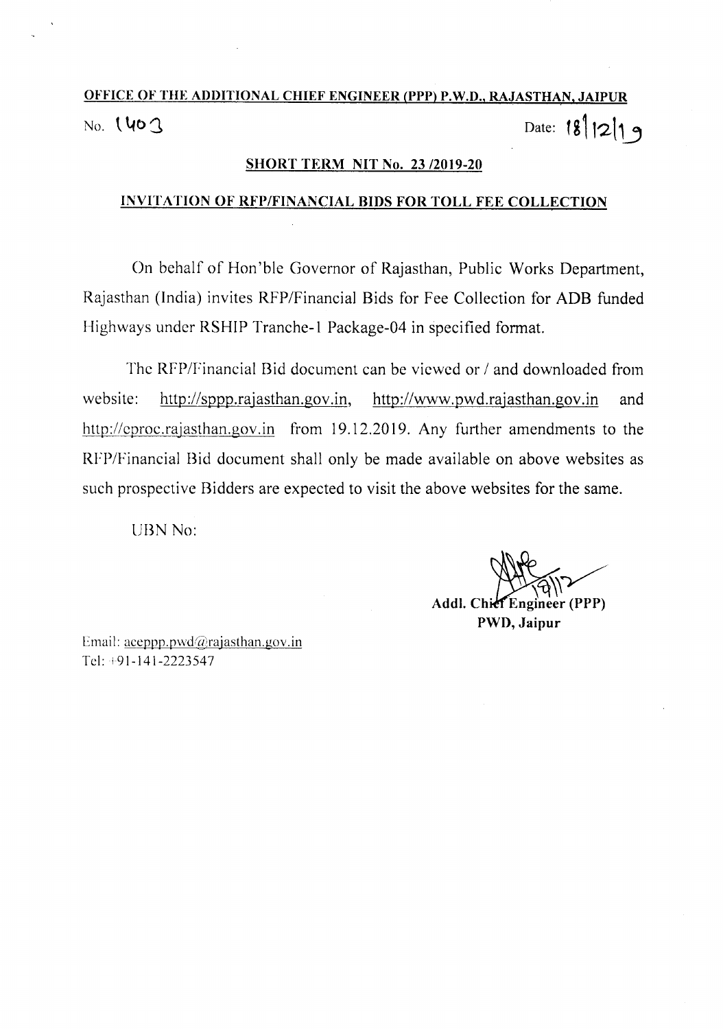**OFFICE OF THE ADDITIONAL CHIEF ENGINEER (PPP) P.W.D., RAJASTHAN, JAIPUR**

No. 1403 Date: 18/12/19

**SHORT TERM NIT No. 23 /2019-20**

**INVITATION OF RFP/FINANCIAL BIDS FOR TOLL FEE COLLECTION**

On behalf of Hon'ble Governor of Rajasthan, Public Works Department, Rajasthan (India) invites RFP/Financial Bids for Fee Collection for ADB funded Highways under RSHIP Tranche-1 Package-04 in specified format.

The RFP/Financial Bid document can be viewed or / and downloaded from website: http://sppp.rajasthan.gov.in, http://www.pwd.rajasthan.gov.in and http://eproc.rajasthan.gov.in from 19.12.2019. Any further amendments to the RFP/Financial Bid document shall only be made available on above websites as such prospective Bidders are expected to visit the above websites for the same.

UBN No:

**Addl. Chief Engineer (PPP)**
**PWD, Jaipur**

Email: aceppp.pwd@rajasthan.gov.in
Tel: +91-141-2223547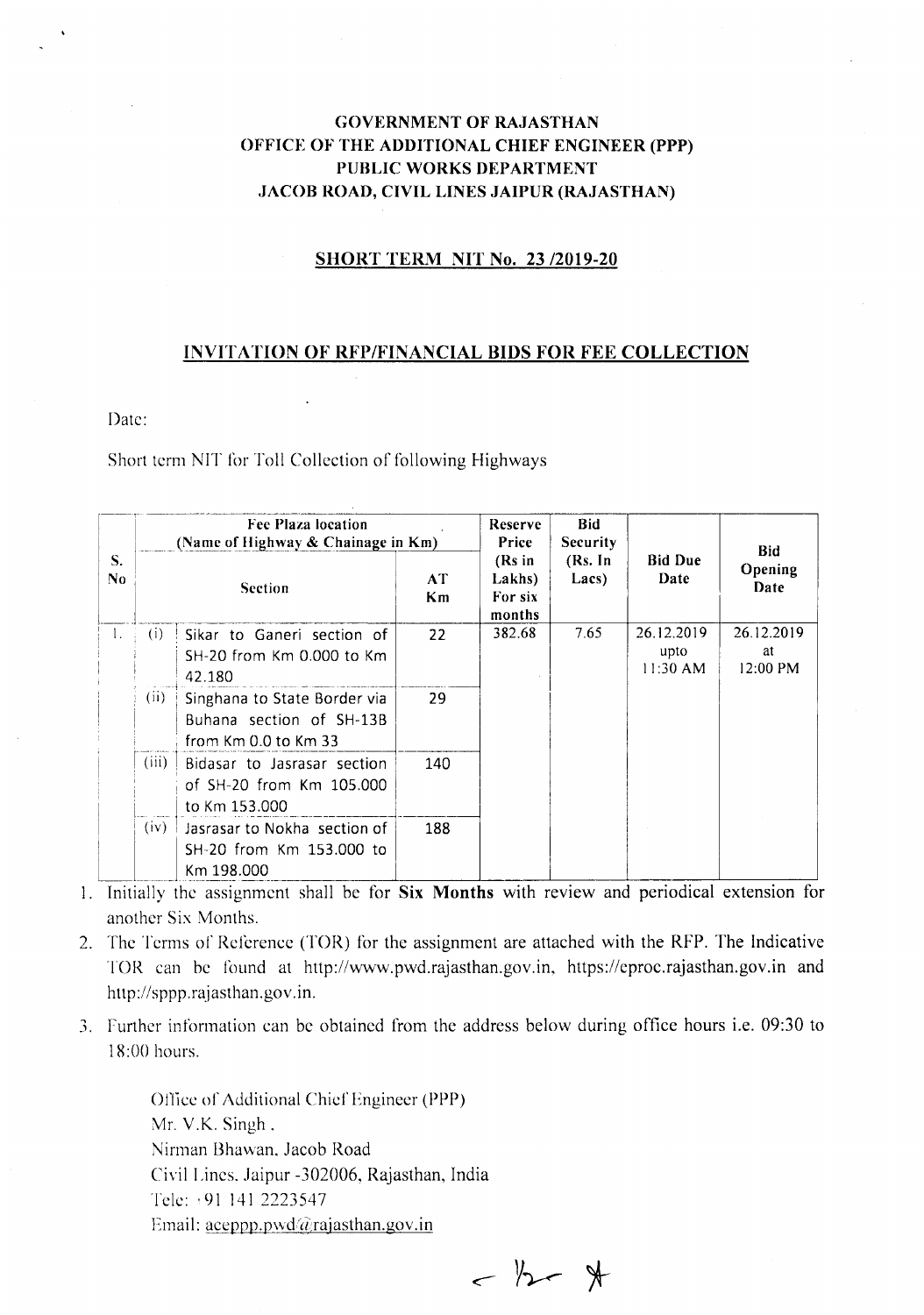**GOVERNMENT OF RAJASTHAN**
**OFFICE OF THE ADDITIONAL CHIEF ENGINEER (PPP)**
**PUBLIC WORKS DEPARTMENT**
**JACOB ROAD, CIVIL LINES JAIPUR (RAJASTHAN)**

## SHORT TERM NIT No. 23 /2019-20

## INVITATION OF RFP/FINANCIAL BIDS FOR FEE COLLECTION

Date:

Short term NIT for Toll Collection of following Highways

| S. No | Fee Plaza location (Name of Highway & Chainage in Km) | | | Reserve Price (Rs in Lakhs) For six months | Bid Security (Rs. In Lacs) | Bid Due Date | Bid Opening Date |
|---|---|---|---|---|---|---|---|
| | | Section | AT Km | | | | |
| 1. | (i) | Sikar to Ganeri section of SH-20 from Km 0.000 to Km 42.180 | 22 | 382.68 | 7.65 | 26.12.2019 upto 11:30 AM | 26.12.2019 at 12:00 PM |
| | (ii) | Singhana to State Border via Buhana section of SH-13B from Km 0.0 to Km 33 | 29 | | | | |
| | (iii) | Bidasar to Jasrasar section of SH-20 from Km 105.000 to Km 153.000 | 140 | | | | |
| | (iv) | Jasrasar to Nokha section of SH-20 from Km 153.000 to Km 198.000 | 188 | | | | |

1. Initially the assignment shall be for **Six Months** with review and periodical extension for another Six Months.
2. The Terms of Reference (TOR) for the assignment are attached with the RFP. The Indicative TOR can be found at http://www.pwd.rajasthan.gov.in, https://eproc.rajasthan.gov.in and http://sppp.rajasthan.gov.in.
3. Further information can be obtained from the address below during office hours i.e. 09:30 to 18:00 hours.

   Office of Additional Chief Engineer (PPP)
   Mr. V.K. Singh .
   Nirman Bhawan. Jacob Road
   Civil Lines. Jaipur -302006, Rajasthan, India
   Tele: +91 141 2223547
   Email: aceppp.pwd@rajasthan.gov.in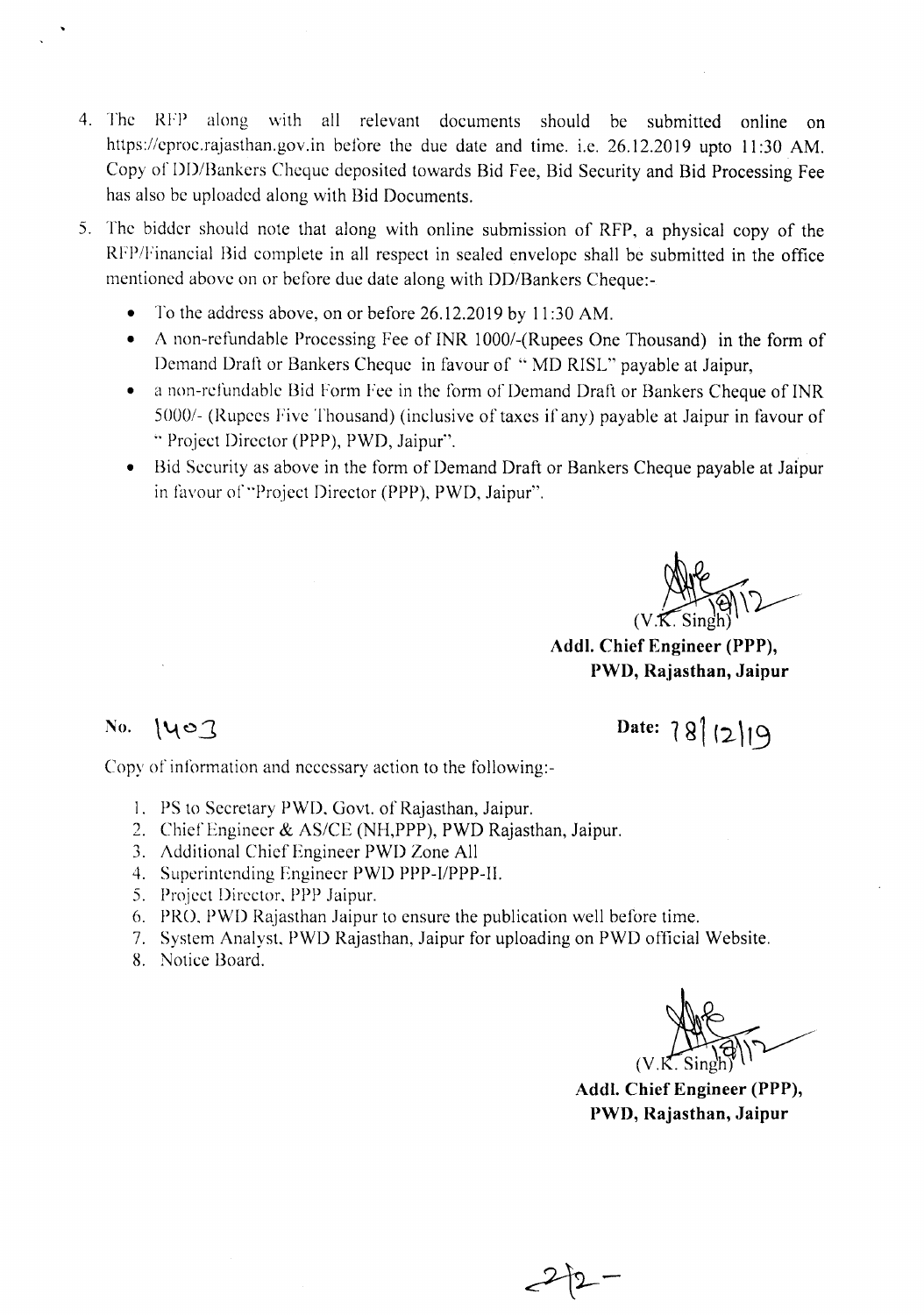4. The RFP along with all relevant documents should be submitted online on https://eproc.rajasthan.gov.in before the due date and time. i.e. 26.12.2019 upto 11:30 AM. Copy of DD/Bankers Cheque deposited towards Bid Fee, Bid Security and Bid Processing Fee has also be uploaded along with Bid Documents.

5. The bidder should note that along with online submission of RFP, a physical copy of the RFP/Financial Bid complete in all respect in sealed envelope shall be submitted in the office mentioned above on or before due date along with DD/Bankers Cheque:-
   - To the address above, on or before 26.12.2019 by 11:30 AM.
   - A non-refundable Processing Fee of INR 1000/-(Rupees One Thousand) in the form of Demand Draft or Bankers Cheque in favour of " MD RISL" payable at Jaipur,
   - a non-refundable Bid Form Fee in the form of Demand Draft or Bankers Cheque of INR 5000/- (Rupees Five Thousand) (inclusive of taxes if any) payable at Jaipur in favour of " Project Director (PPP), PWD, Jaipur".
   - Bid Security as above in the form of Demand Draft or Bankers Cheque payable at Jaipur in favour of "Project Director (PPP), PWD, Jaipur".

(V.K. Singh)
**Addl. Chief Engineer (PPP),**
**PWD, Rajasthan, Jaipur**

No. 1403 Date: 18/12/19

Copy of information and necessary action to the following:-

1. PS to Secretary PWD, Govt. of Rajasthan, Jaipur.
2. Chief Engineer & AS/CE (NH,PPP), PWD Rajasthan, Jaipur.
3. Additional Chief Engineer PWD Zone All
4. Superintending Engineer PWD PPP-I/PPP-II.
5. Project Director, PPP Jaipur.
6. PRO, PWD Rajasthan Jaipur to ensure the publication well before time.
7. System Analyst, PWD Rajasthan, Jaipur for uploading on PWD official Website.
8. Notice Board.

(V.K. Singh)
**Addl. Chief Engineer (PPP),**
**PWD, Rajasthan, Jaipur**